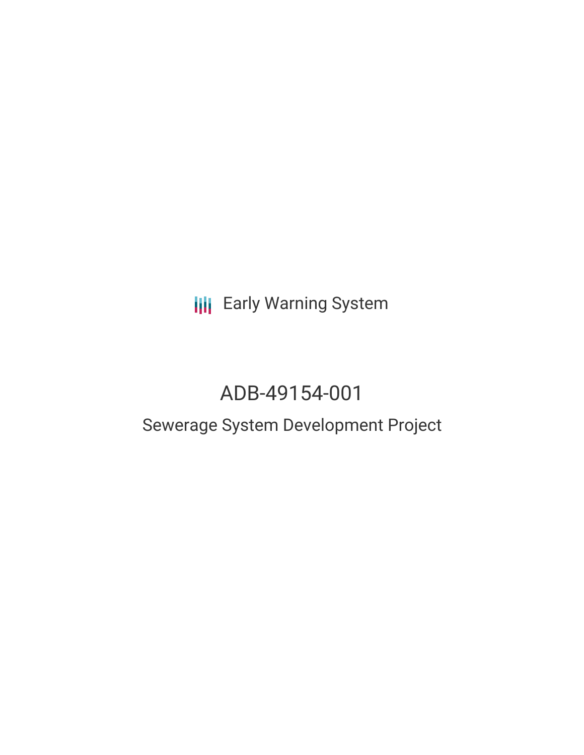Early Warning System

# ADB-49154-001

## Sewerage System Development Project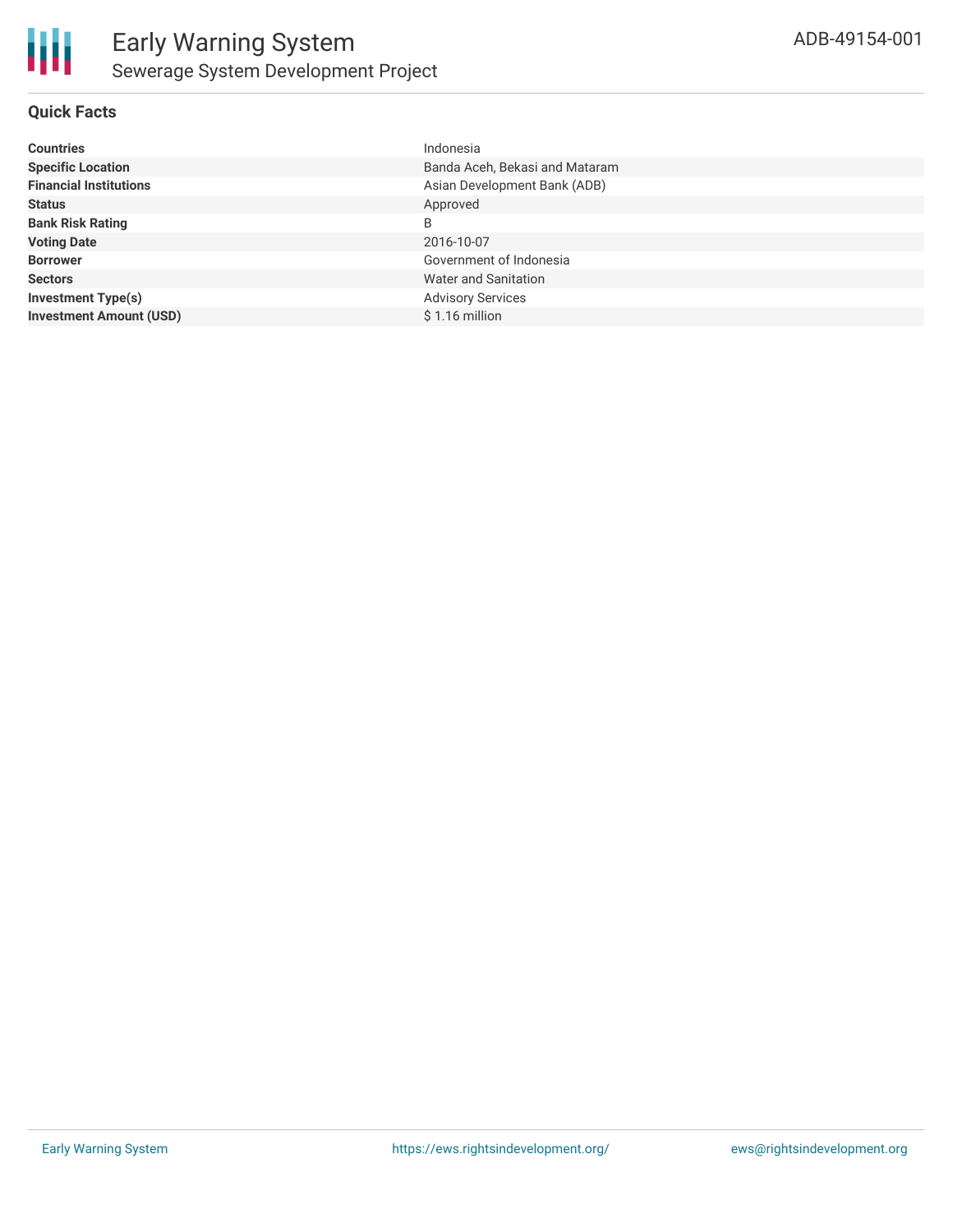# Early Warning System

## Sewerage System Development Project

ADB-49154-001

### Quick Facts

| | |
|---|---|
| **Countries** | Indonesia |
| **Specific Location** | Banda Aceh, Bekasi and Mataram |
| **Financial Institutions** | Asian Development Bank (ADB) |
| **Status** | Approved |
| **Bank Risk Rating** | B |
| **Voting Date** | 2016-10-07 |
| **Borrower** | Government of Indonesia |
| **Sectors** | Water and Sanitation |
| **Investment Type(s)** | Advisory Services |
| **Investment Amount (USD)** | $ 1.16 million |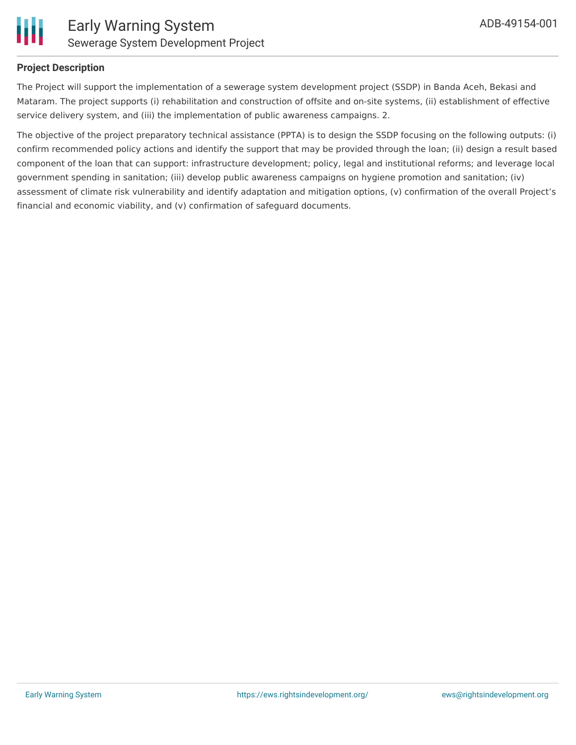## Project Description

The Project will support the implementation of a sewerage system development project (SSDP) in Banda Aceh, Bekasi and Mataram. The project supports (i) rehabilitation and construction of offsite and on-site systems, (ii) establishment of effective service delivery system, and (iii) the implementation of public awareness campaigns. 2.

The objective of the project preparatory technical assistance (PPTA) is to design the SSDP focusing on the following outputs: (i) confirm recommended policy actions and identify the support that may be provided through the loan; (ii) design a result based component of the loan that can support: infrastructure development; policy, legal and institutional reforms; and leverage local government spending in sanitation; (iii) develop public awareness campaigns on hygiene promotion and sanitation; (iv) assessment of climate risk vulnerability and identify adaptation and mitigation options, (v) confirmation of the overall Project's financial and economic viability, and (v) confirmation of safeguard documents.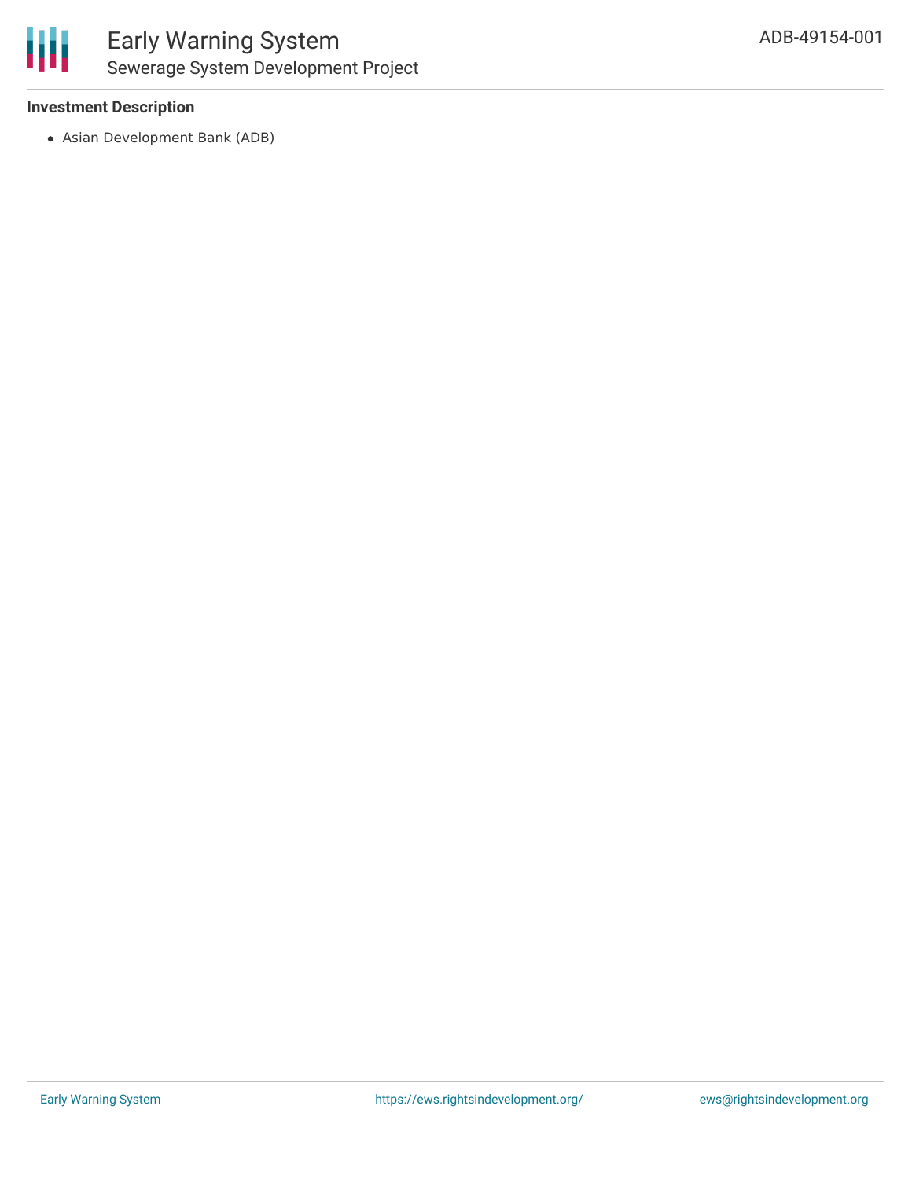### Investment Description

- Asian Development Bank (ADB)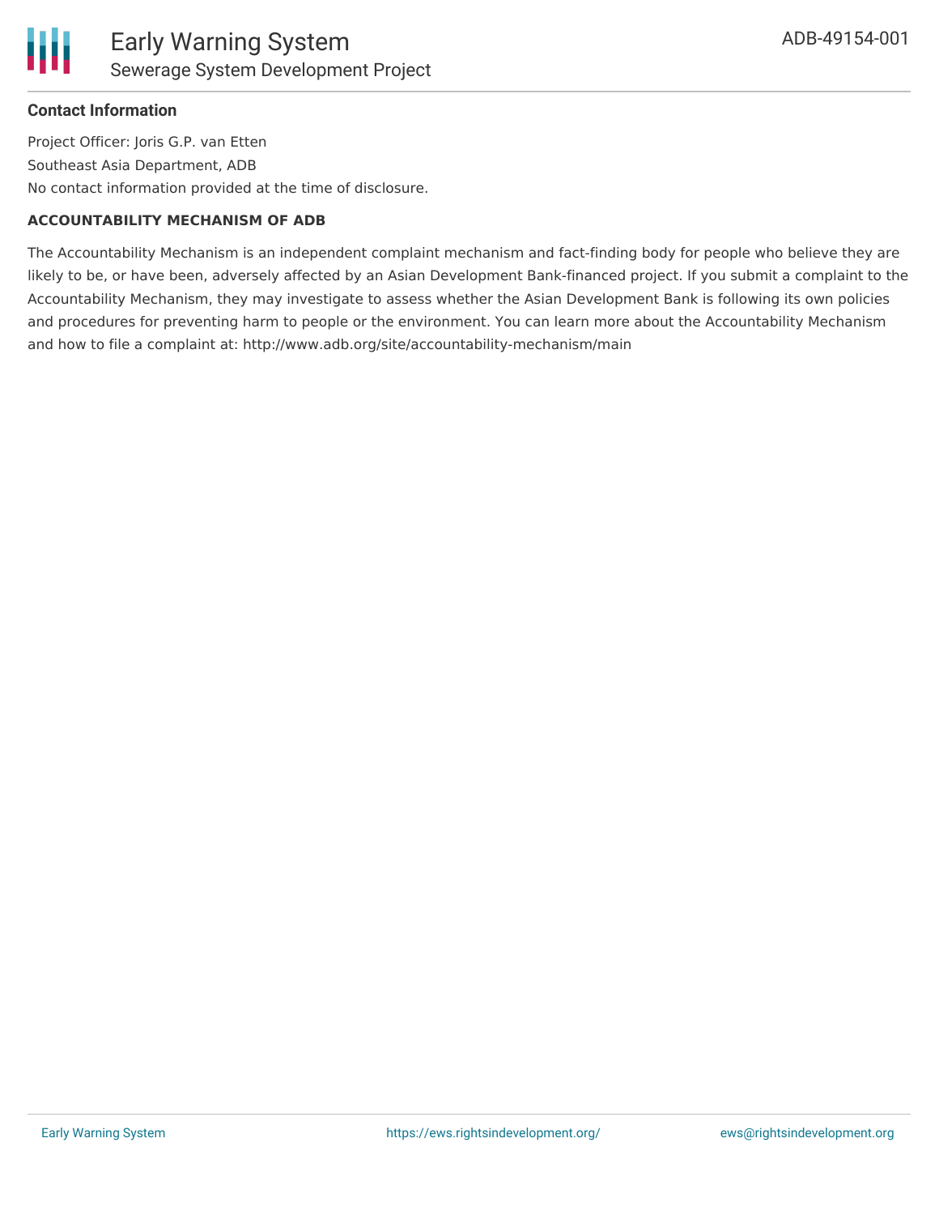### Contact Information

Project Officer: Joris G.P. van Etten

Southeast Asia Department, ADB

No contact information provided at the time of disclosure.

**ACCOUNTABILITY MECHANISM OF ADB**

The Accountability Mechanism is an independent complaint mechanism and fact-finding body for people who believe they are likely to be, or have been, adversely affected by an Asian Development Bank-financed project. If you submit a complaint to the Accountability Mechanism, they may investigate to assess whether the Asian Development Bank is following its own policies and procedures for preventing harm to people or the environment. You can learn more about the Accountability Mechanism and how to file a complaint at: http://www.adb.org/site/accountability-mechanism/main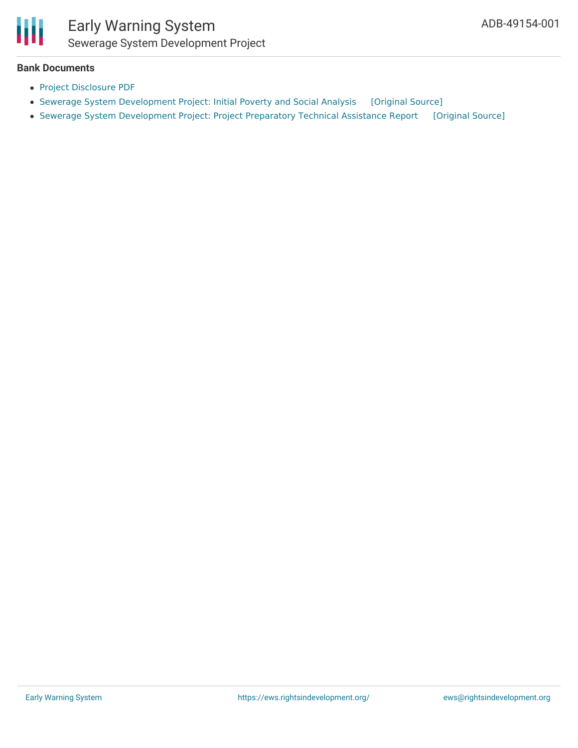### Bank Documents

- Project Disclosure PDF
- Sewerage System Development Project: Initial Poverty and Social Analysis [Original Source]
- Sewerage System Development Project: Project Preparatory Technical Assistance Report [Original Source]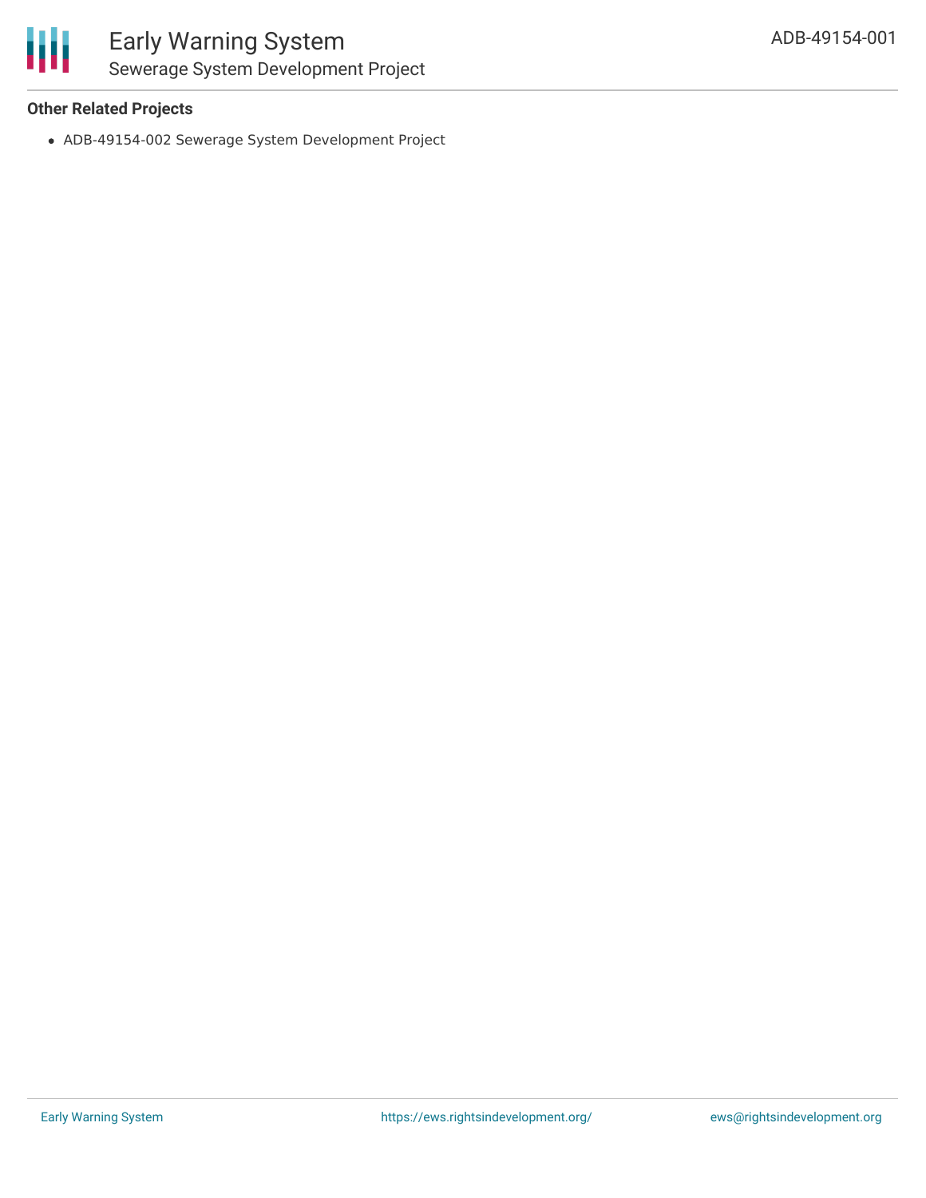**Other Related Projects**

- ADB-49154-002 Sewerage System Development Project